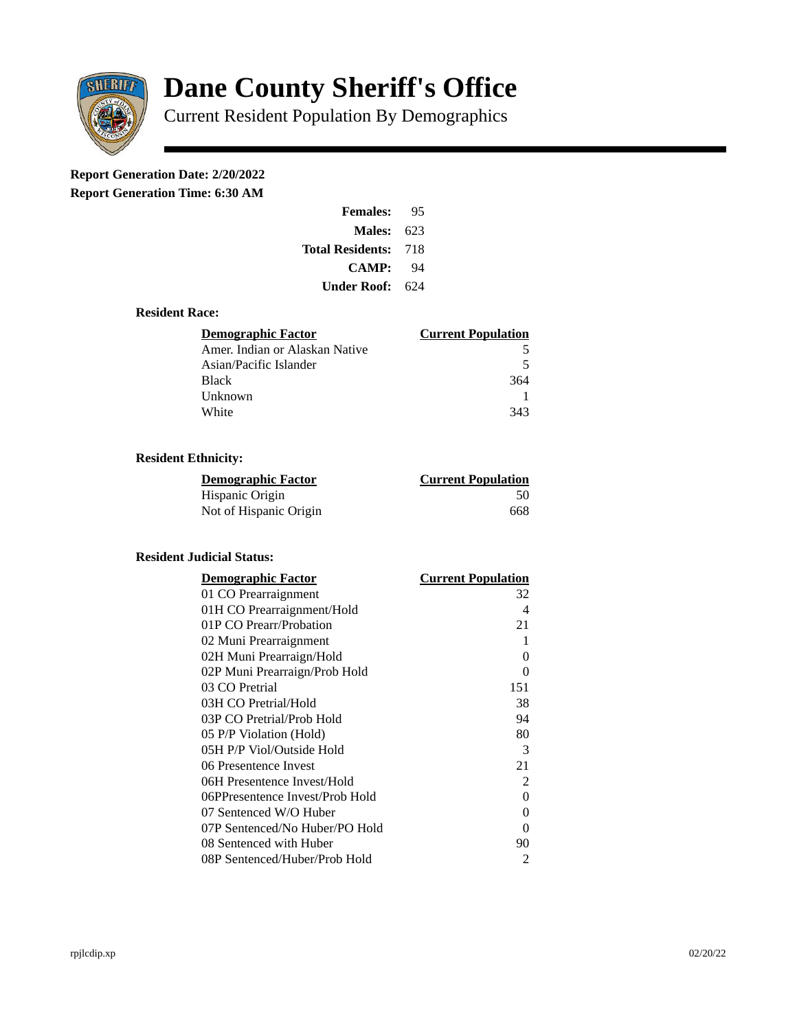# Dane County Sheriff's Office

Current Resident Population By Demographics

**Report Generation Date: 2/20/2022**

**Report Generation Time: 6:30 AM**

| | |
|---|---|
| **Females:** | 95 |
| **Males:** | 623 |
| **Total Residents:** | 718 |
| **CAMP:** | 94 |
| **Under Roof:** | 624 |

### Resident Race:

| Demographic Factor | Current Population |
|---|---|
| Amer. Indian or Alaskan Native | 5 |
| Asian/Pacific Islander | 5 |
| Black | 364 |
| Unknown | 1 |
| White | 343 |

### Resident Ethnicity:

| Demographic Factor | Current Population |
|---|---|
| Hispanic Origin | 50 |
| Not of Hispanic Origin | 668 |

### Resident Judicial Status:

| Demographic Factor | Current Population |
|---|---|
| 01 CO Prearraignment | 32 |
| 01H CO Prearraignment/Hold | 4 |
| 01P CO Prearr/Probation | 21 |
| 02 Muni Prearraignment | 1 |
| 02H Muni Prearraign/Hold | 0 |
| 02P Muni Prearraign/Prob Hold | 0 |
| 03 CO Pretrial | 151 |
| 03H CO Pretrial/Hold | 38 |
| 03P CO Pretrial/Prob Hold | 94 |
| 05 P/P Violation (Hold) | 80 |
| 05H P/P Viol/Outside Hold | 3 |
| 06 Presentence Invest | 21 |
| 06H Presentence Invest/Hold | 2 |
| 06PPresentence Invest/Prob Hold | 0 |
| 07 Sentenced W/O Huber | 0 |
| 07P Sentenced/No Huber/PO Hold | 0 |
| 08 Sentenced with Huber | 90 |
| 08P Sentenced/Huber/Prob Hold | 2 |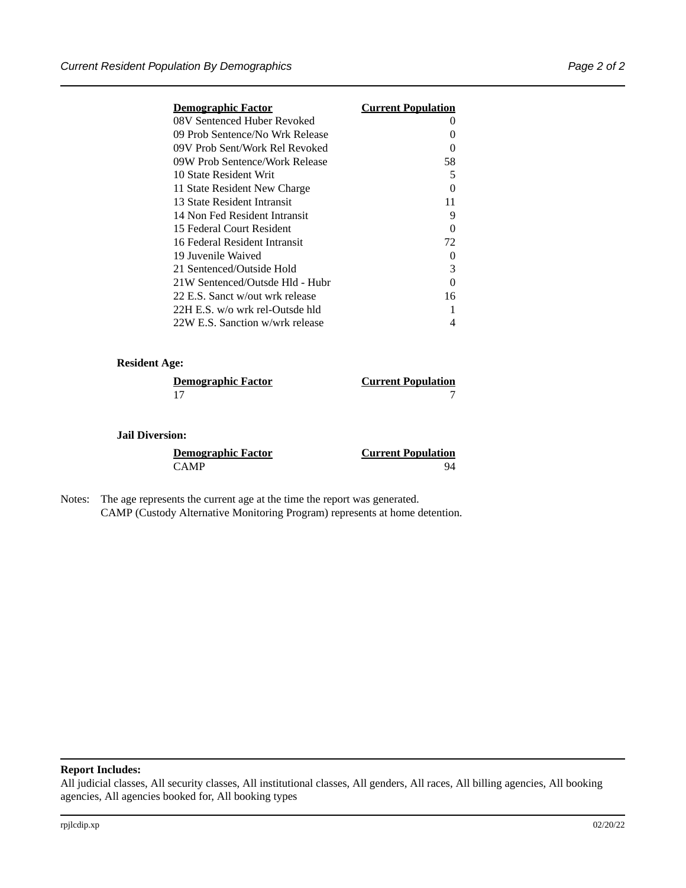| Demographic Factor | Current Population |
| --- | --- |
| 08V Sentenced Huber Revoked | 0 |
| 09 Prob Sentence/No Wrk Release | 0 |
| 09V Prob Sent/Work Rel Revoked | 0 |
| 09W Prob Sentence/Work Release | 58 |
| 10 State Resident Writ | 5 |
| 11 State Resident New Charge | 0 |
| 13 State Resident Intransit | 11 |
| 14 Non Fed Resident Intransit | 9 |
| 15 Federal Court Resident | 0 |
| 16 Federal Resident Intransit | 72 |
| 19 Juvenile Waived | 0 |
| 21 Sentenced/Outside Hold | 3 |
| 21W Sentenced/Outsde Hld - Hubr | 0 |
| 22 E.S. Sanct w/out wrk release | 16 |
| 22H E.S. w/o wrk rel-Outsde hld | 1 |
| 22W E.S. Sanction w/wrk release | 4 |

**Resident Age:**

| Demographic Factor | Current Population |
| --- | --- |
| 17 | 7 |

**Jail Diversion:**

| Demographic Factor | Current Population |
| --- | --- |
| CAMP | 94 |

Notes: The age represents the current age at the time the report was generated.
CAMP (Custody Alternative Monitoring Program) represents at home detention.

**Report Includes:**

All judicial classes, All security classes, All institutional classes, All genders, All races, All billing agencies, All booking agencies, All agencies booked for, All booking types

rpjlcdip.xp 02/20/22